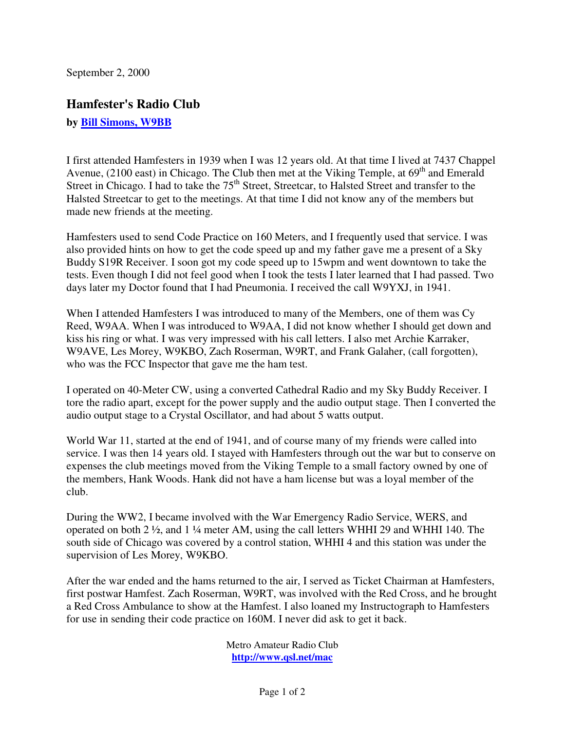September 2, 2000

## Hamfester's Radio Club

**by Bill Simons, W9BB**

I first attended Hamfesters in 1939 when I was 12 years old. At that time I lived at 7437 Chappel Avenue, (2100 east) in Chicago. The Club then met at the Viking Temple, at 69th and Emerald Street in Chicago. I had to take the 75th Street, Streetcar, to Halsted Street and transfer to the Halsted Streetcar to get to the meetings. At that time I did not know any of the members but made new friends at the meeting.

Hamfesters used to send Code Practice on 160 Meters, and I frequently used that service. I was also provided hints on how to get the code speed up and my father gave me a present of a Sky Buddy S19R Receiver. I soon got my code speed up to 15wpm and went downtown to take the tests. Even though I did not feel good when I took the tests I later learned that I had passed. Two days later my Doctor found that I had Pneumonia. I received the call W9YXJ, in 1941.

When I attended Hamfesters I was introduced to many of the Members, one of them was Cy Reed, W9AA. When I was introduced to W9AA, I did not know whether I should get down and kiss his ring or what. I was very impressed with his call letters. I also met Archie Karraker, W9AVE, Les Morey, W9KBO, Zach Roserman, W9RT, and Frank Galaher, (call forgotten), who was the FCC Inspector that gave me the ham test.

I operated on 40-Meter CW, using a converted Cathedral Radio and my Sky Buddy Receiver. I tore the radio apart, except for the power supply and the audio output stage. Then I converted the audio output stage to a Crystal Oscillator, and had about 5 watts output.

World War 11, started at the end of 1941, and of course many of my friends were called into service. I was then 14 years old. I stayed with Hamfesters through out the war but to conserve on expenses the club meetings moved from the Viking Temple to a small factory owned by one of the members, Hank Woods. Hank did not have a ham license but was a loyal member of the club.

During the WW2, I became involved with the War Emergency Radio Service, WERS, and operated on both 2 ½, and 1 ¼ meter AM, using the call letters WHHI 29 and WHHI 140. The south side of Chicago was covered by a control station, WHHI 4 and this station was under the supervision of Les Morey, W9KBO.

After the war ended and the hams returned to the air, I served as Ticket Chairman at Hamfesters, first postwar Hamfest. Zach Roserman, W9RT, was involved with the Red Cross, and he brought a Red Cross Ambulance to show at the Hamfest. I also loaned my Instructograph to Hamfesters for use in sending their code practice on 160M. I never did ask to get it back.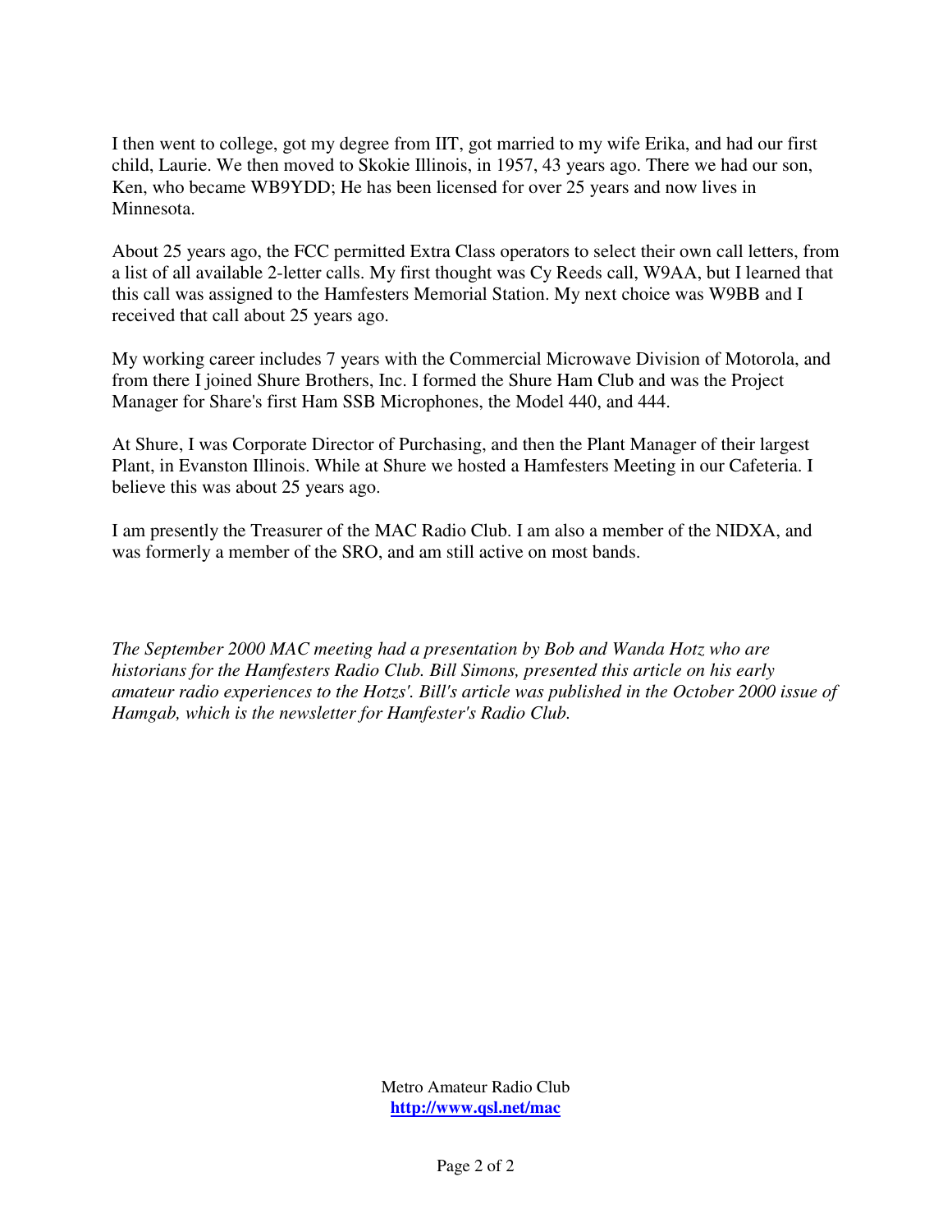I then went to college, got my degree from IIT, got married to my wife Erika, and had our first child, Laurie. We then moved to Skokie Illinois, in 1957, 43 years ago. There we had our son, Ken, who became WB9YDD; He has been licensed for over 25 years and now lives in Minnesota.

About 25 years ago, the FCC permitted Extra Class operators to select their own call letters, from a list of all available 2-letter calls. My first thought was Cy Reeds call, W9AA, but I learned that this call was assigned to the Hamfesters Memorial Station. My next choice was W9BB and I received that call about 25 years ago.

My working career includes 7 years with the Commercial Microwave Division of Motorola, and from there I joined Shure Brothers, Inc. I formed the Shure Ham Club and was the Project Manager for Share's first Ham SSB Microphones, the Model 440, and 444.

At Shure, I was Corporate Director of Purchasing, and then the Plant Manager of their largest Plant, in Evanston Illinois. While at Shure we hosted a Hamfesters Meeting in our Cafeteria. I believe this was about 25 years ago.

I am presently the Treasurer of the MAC Radio Club. I am also a member of the NIDXA, and was formerly a member of the SRO, and am still active on most bands.

*The September 2000 MAC meeting had a presentation by Bob and Wanda Hotz who are historians for the Hamfesters Radio Club. Bill Simons, presented this article on his early amateur radio experiences to the Hotzs'. Bill's article was published in the October 2000 issue of Hamgab, which is the newsletter for Hamfester's Radio Club.*

Metro Amateur Radio Club
**http://www.qsl.net/mac**